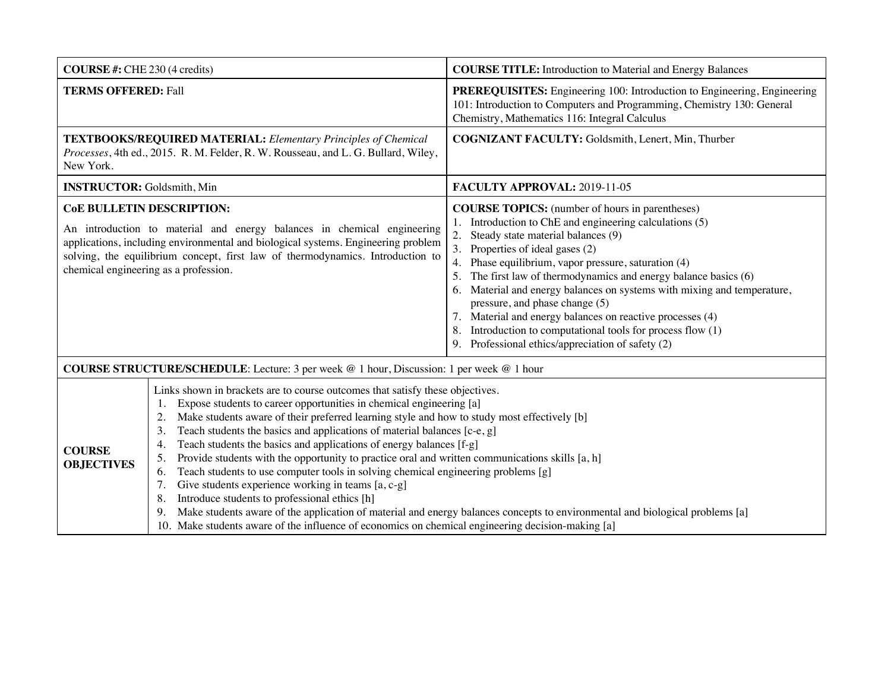| **COURSE #:** CHE 230 (4 credits) | **COURSE TITLE:** Introduction to Material and Energy Balances |
|---|---|
| **TERMS OFFERED:** Fall | **PREREQUISITES:** Engineering 100: Introduction to Engineering, Engineering 101: Introduction to Computers and Programming, Chemistry 130: General Chemistry, Mathematics 116: Integral Calculus |
| **TEXTBOOKS/REQUIRED MATERIAL:** *Elementary Principles of Chemical Processes*, 4th ed., 2015. R. M. Felder, R. W. Rousseau, and L. G. Bullard, Wiley, New York. | **COGNIZANT FACULTY:** Goldsmith, Lenert, Min, Thurber |
| **INSTRUCTOR:** Goldsmith, Min | **FACULTY APPROVAL:** 2019-11-05 |
| **CoE BULLETIN DESCRIPTION:** An introduction to material and energy balances in chemical engineering applications, including environmental and biological systems. Engineering problem solving, the equilibrium concept, first law of thermodynamics. Introduction to chemical engineering as a profession. | **COURSE TOPICS:** (number of hours in parentheses)<br>1. Introduction to ChE and engineering calculations (5)<br>2. Steady state material balances (9)<br>3. Properties of ideal gases (2)<br>4. Phase equilibrium, vapor pressure, saturation (4)<br>5. The first law of thermodynamics and energy balance basics (6)<br>6. Material and energy balances on systems with mixing and temperature, pressure, and phase change (5)<br>7. Material and energy balances on reactive processes (4)<br>8. Introduction to computational tools for process flow (1)<br>9. Professional ethics/appreciation of safety (2) |

**COURSE STRUCTURE/SCHEDULE**: Lecture: 3 per week @ 1 hour, Discussion: 1 per week @ 1 hour

| **COURSE OBJECTIVES** | Links shown in brackets are to course outcomes that satisfy these objectives.<br>1. Expose students to career opportunities in chemical engineering [a]<br>2. Make students aware of their preferred learning style and how to study most effectively [b]<br>3. Teach students the basics and applications of material balances [c-e, g]<br>4. Teach students the basics and applications of energy balances [f-g]<br>5. Provide students with the opportunity to practice oral and written communications skills [a, h]<br>6. Teach students to use computer tools in solving chemical engineering problems [g]<br>7. Give students experience working in teams [a, c-g]<br>8. Introduce students to professional ethics [h]<br>9. Make students aware of the application of material and energy balances concepts to environmental and biological problems [a]<br>10. Make students aware of the influence of economics on chemical engineering decision-making [a] |
|---|---|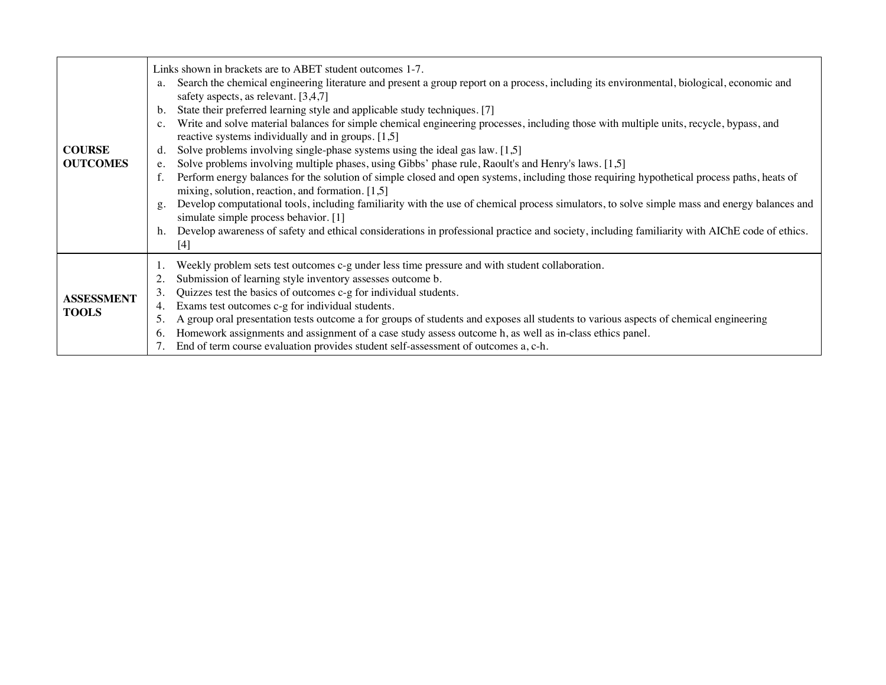| | |
|---|---|
| **COURSE OUTCOMES** | Links shown in brackets are to ABET student outcomes 1-7.<br>a. Search the chemical engineering literature and present a group report on a process, including its environmental, biological, economic and safety aspects, as relevant. [3,4,7]<br>b. State their preferred learning style and applicable study techniques. [7]<br>c. Write and solve material balances for simple chemical engineering processes, including those with multiple units, recycle, bypass, and reactive systems individually and in groups. [1,5]<br>d. Solve problems involving single-phase systems using the ideal gas law. [1,5]<br>e. Solve problems involving multiple phases, using Gibbs' phase rule, Raoult's and Henry's laws. [1,5]<br>f. Perform energy balances for the solution of simple closed and open systems, including those requiring hypothetical process paths, heats of mixing, solution, reaction, and formation. [1,5]<br>g. Develop computational tools, including familiarity with the use of chemical process simulators, to solve simple mass and energy balances and simulate simple process behavior. [1]<br>h. Develop awareness of safety and ethical considerations in professional practice and society, including familiarity with AIChE code of ethics. [4] |
| **ASSESSMENT TOOLS** | 1. Weekly problem sets test outcomes c-g under less time pressure and with student collaboration.<br>2. Submission of learning style inventory assesses outcome b.<br>3. Quizzes test the basics of outcomes c-g for individual students.<br>4. Exams test outcomes c-g for individual students.<br>5. A group oral presentation tests outcome a for groups of students and exposes all students to various aspects of chemical engineering<br>6. Homework assignments and assignment of a case study assess outcome h, as well as in-class ethics panel.<br>7. End of term course evaluation provides student self-assessment of outcomes a, c-h. |